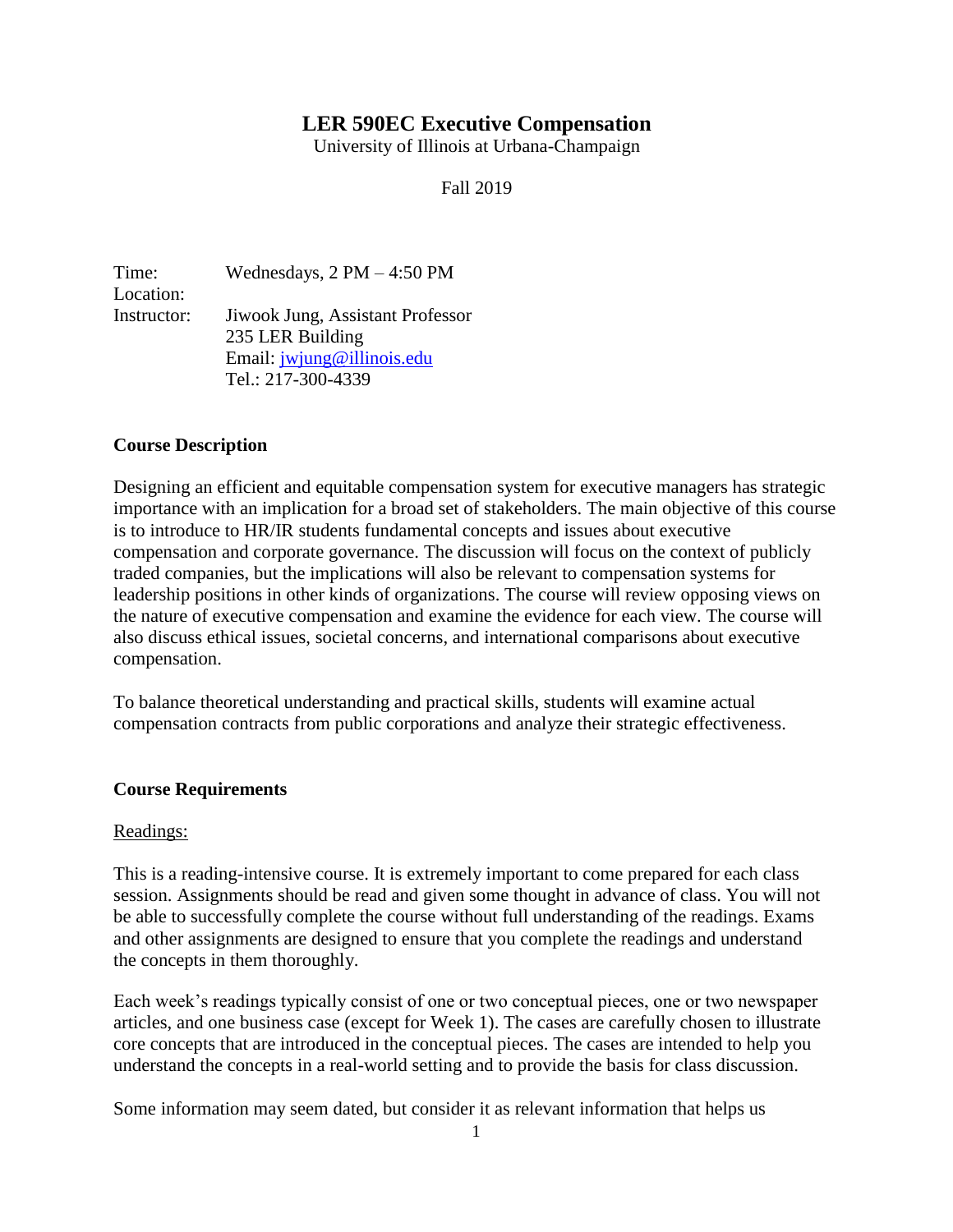# LER 590EC Executive Compensation

University of Illinois at Urbana-Champaign

Fall 2019

| | |
|---|---|
| Time: | Wednesdays, 2 PM – 4:50 PM |
| Location: | |
| Instructor: | Jiwook Jung, Assistant Professor<br>235 LER Building<br>Email: jwjung@illinois.edu<br>Tel.: 217-300-4339 |

## Course Description

Designing an efficient and equitable compensation system for executive managers has strategic importance with an implication for a broad set of stakeholders. The main objective of this course is to introduce to HR/IR students fundamental concepts and issues about executive compensation and corporate governance. The discussion will focus on the context of publicly traded companies, but the implications will also be relevant to compensation systems for leadership positions in other kinds of organizations. The course will review opposing views on the nature of executive compensation and examine the evidence for each view. The course will also discuss ethical issues, societal concerns, and international comparisons about executive compensation.

To balance theoretical understanding and practical skills, students will examine actual compensation contracts from public corporations and analyze their strategic effectiveness.

## Course Requirements

Readings:

This is a reading-intensive course. It is extremely important to come prepared for each class session. Assignments should be read and given some thought in advance of class. You will not be able to successfully complete the course without full understanding of the readings. Exams and other assignments are designed to ensure that you complete the readings and understand the concepts in them thoroughly.

Each week's readings typically consist of one or two conceptual pieces, one or two newspaper articles, and one business case (except for Week 1). The cases are carefully chosen to illustrate core concepts that are introduced in the conceptual pieces. The cases are intended to help you understand the concepts in a real-world setting and to provide the basis for class discussion.

Some information may seem dated, but consider it as relevant information that helps us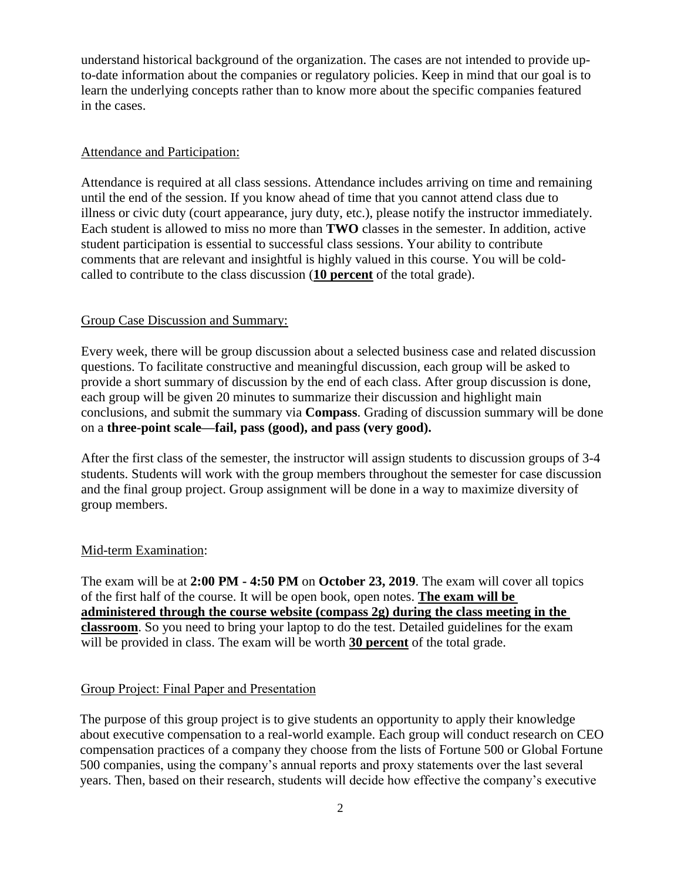understand historical background of the organization. The cases are not intended to provide up-to-date information about the companies or regulatory policies. Keep in mind that our goal is to learn the underlying concepts rather than to know more about the specific companies featured in the cases.

### Attendance and Participation:

Attendance is required at all class sessions. Attendance includes arriving on time and remaining until the end of the session. If you know ahead of time that you cannot attend class due to illness or civic duty (court appearance, jury duty, etc.), please notify the instructor immediately. Each student is allowed to miss no more than **TWO** classes in the semester. In addition, active student participation is essential to successful class sessions. Your ability to contribute comments that are relevant and insightful is highly valued in this course. You will be cold-called to contribute to the class discussion (**10 percent** of the total grade).

### Group Case Discussion and Summary:

Every week, there will be group discussion about a selected business case and related discussion questions. To facilitate constructive and meaningful discussion, each group will be asked to provide a short summary of discussion by the end of each class. After group discussion is done, each group will be given 20 minutes to summarize their discussion and highlight main conclusions, and submit the summary via **Compass**. Grading of discussion summary will be done on a **three-point scale—fail, pass (good), and pass (very good).**

After the first class of the semester, the instructor will assign students to discussion groups of 3-4 students. Students will work with the group members throughout the semester for case discussion and the final group project. Group assignment will be done in a way to maximize diversity of group members.

### Mid-term Examination:

The exam will be at **2:00 PM - 4:50 PM** on **October 23, 2019**. The exam will cover all topics of the first half of the course. It will be open book, open notes. **The exam will be administered through the course website (compass 2g) during the class meeting in the classroom**. So you need to bring your laptop to do the test. Detailed guidelines for the exam will be provided in class. The exam will be worth **30 percent** of the total grade.

### Group Project: Final Paper and Presentation

The purpose of this group project is to give students an opportunity to apply their knowledge about executive compensation to a real-world example. Each group will conduct research on CEO compensation practices of a company they choose from the lists of Fortune 500 or Global Fortune 500 companies, using the company's annual reports and proxy statements over the last several years. Then, based on their research, students will decide how effective the company's executive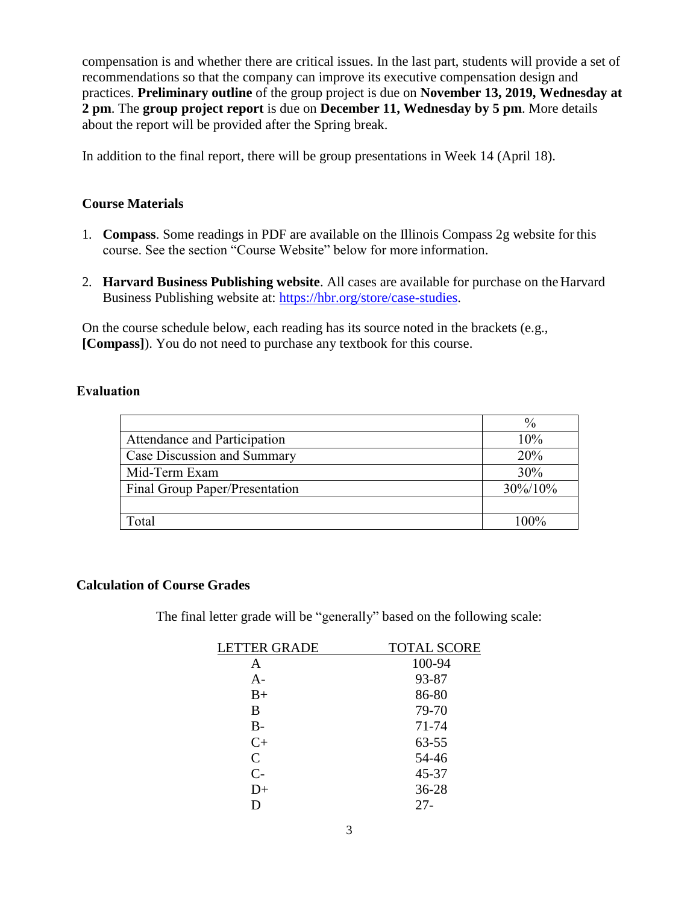compensation is and whether there are critical issues. In the last part, students will provide a set of recommendations so that the company can improve its executive compensation design and practices. **Preliminary outline** of the group project is due on **November 13, 2019, Wednesday at 2 pm**. The **group project report** is due on **December 11, Wednesday by 5 pm**. More details about the report will be provided after the Spring break.

In addition to the final report, there will be group presentations in Week 14 (April 18).

### Course Materials

1. **Compass**. Some readings in PDF are available on the Illinois Compass 2g website for this course. See the section "Course Website" below for more information.

2. **Harvard Business Publishing website**. All cases are available for purchase on the Harvard Business Publishing website at: https://hbr.org/store/case-studies.

On the course schedule below, each reading has its source noted in the brackets (e.g., **[Compass]**). You do not need to purchase any textbook for this course.

### Evaluation

| | % |
|---|---|
| Attendance and Participation | 10% |
| Case Discussion and Summary | 20% |
| Mid-Term Exam | 30% |
| Final Group Paper/Presentation | 30%/10% |
| | |
| Total | 100% |

### Calculation of Course Grades

The final letter grade will be "generally" based on the following scale:

| LETTER GRADE | TOTAL SCORE |
|---|---|
| A | 100-94 |
| A- | 93-87 |
| B+ | 86-80 |
| B | 79-70 |
| B- | 71-74 |
| C+ | 63-55 |
| C | 54-46 |
| C- | 45-37 |
| D+ | 36-28 |
| D | 27- |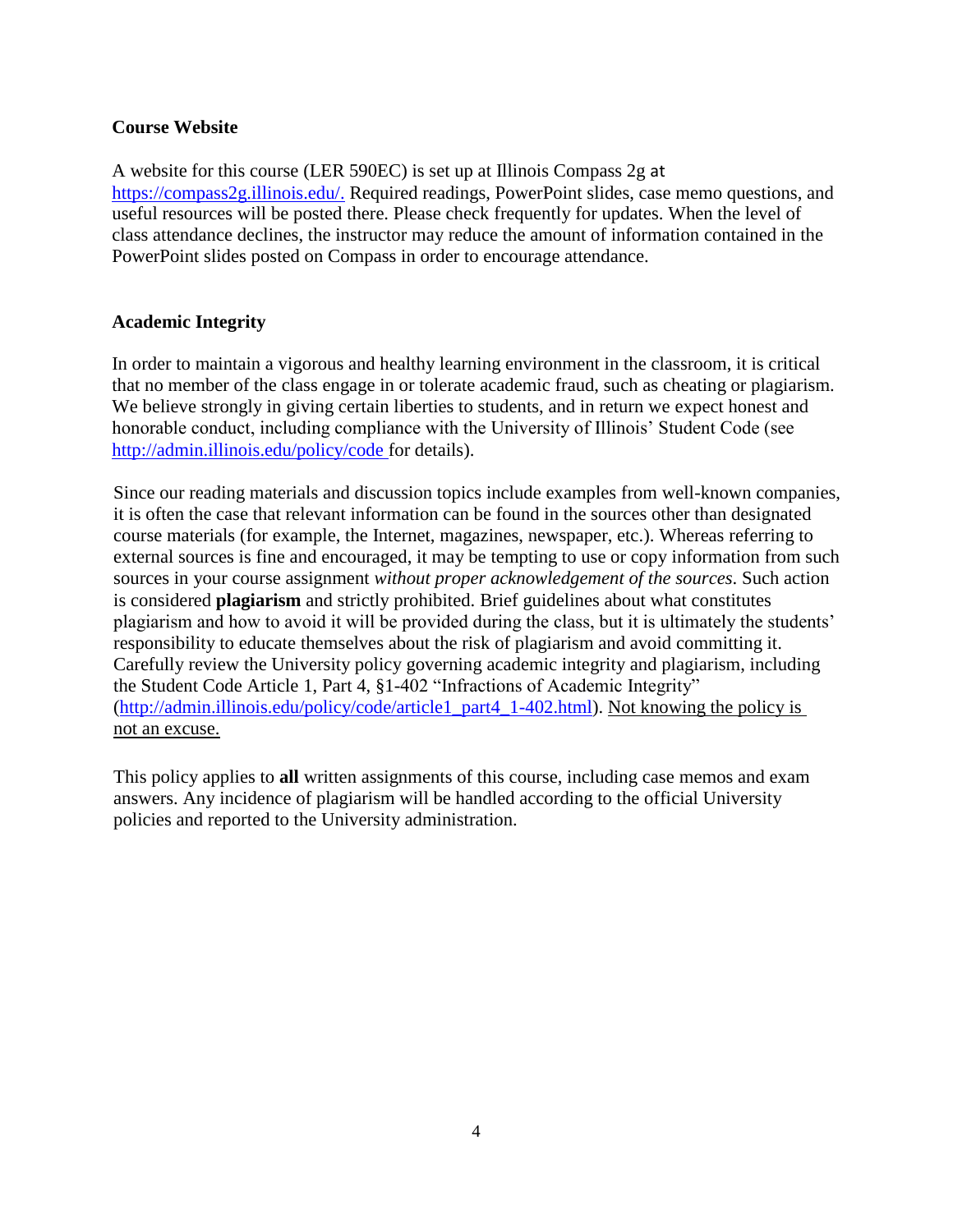**Course Website**

A website for this course (LER 590EC) is set up at Illinois Compass 2g at https://compass2g.illinois.edu/. Required readings, PowerPoint slides, case memo questions, and useful resources will be posted there. Please check frequently for updates. When the level of class attendance declines, the instructor may reduce the amount of information contained in the PowerPoint slides posted on Compass in order to encourage attendance.

**Academic Integrity**

In order to maintain a vigorous and healthy learning environment in the classroom, it is critical that no member of the class engage in or tolerate academic fraud, such as cheating or plagiarism. We believe strongly in giving certain liberties to students, and in return we expect honest and honorable conduct, including compliance with the University of Illinois' Student Code (see http://admin.illinois.edu/policy/code for details).

Since our reading materials and discussion topics include examples from well-known companies, it is often the case that relevant information can be found in the sources other than designated course materials (for example, the Internet, magazines, newspaper, etc.). Whereas referring to external sources is fine and encouraged, it may be tempting to use or copy information from such sources in your course assignment *without proper acknowledgement of the sources*. Such action is considered **plagiarism** and strictly prohibited. Brief guidelines about what constitutes plagiarism and how to avoid it will be provided during the class, but it is ultimately the students' responsibility to educate themselves about the risk of plagiarism and avoid committing it. Carefully review the University policy governing academic integrity and plagiarism, including the Student Code Article 1, Part 4, §1-402 "Infractions of Academic Integrity" (http://admin.illinois.edu/policy/code/article1_part4_1-402.html). Not knowing the policy is not an excuse.

This policy applies to **all** written assignments of this course, including case memos and exam answers. Any incidence of plagiarism will be handled according to the official University policies and reported to the University administration.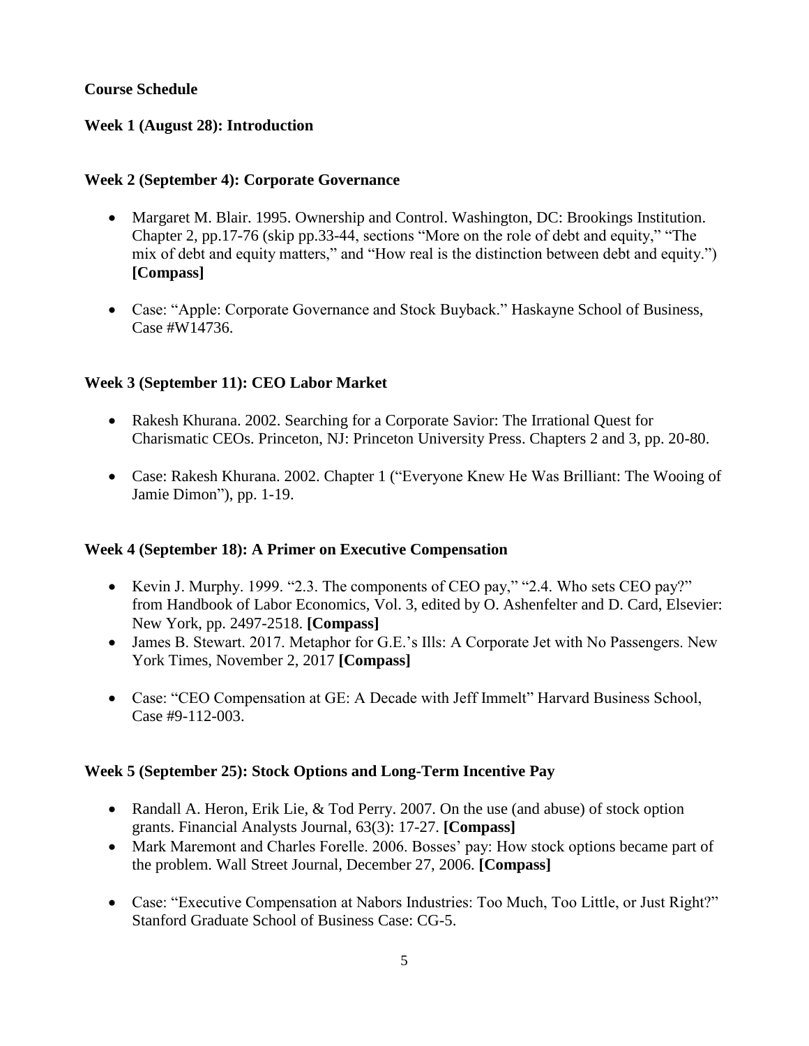**Course Schedule**

**Week 1 (August 28): Introduction**

**Week 2 (September 4): Corporate Governance**

- Margaret M. Blair. 1995. Ownership and Control. Washington, DC: Brookings Institution. Chapter 2, pp.17-76 (skip pp.33-44, sections "More on the role of debt and equity," "The mix of debt and equity matters," and "How real is the distinction between debt and equity.") **[Compass]**

- Case: "Apple: Corporate Governance and Stock Buyback." Haskayne School of Business, Case #W14736.

**Week 3 (September 11): CEO Labor Market**

- Rakesh Khurana. 2002. Searching for a Corporate Savior: The Irrational Quest for Charismatic CEOs. Princeton, NJ: Princeton University Press. Chapters 2 and 3, pp. 20-80.

- Case: Rakesh Khurana. 2002. Chapter 1 ("Everyone Knew He Was Brilliant: The Wooing of Jamie Dimon"), pp. 1-19.

**Week 4 (September 18): A Primer on Executive Compensation**

- Kevin J. Murphy. 1999. "2.3. The components of CEO pay," "2.4. Who sets CEO pay?" from Handbook of Labor Economics, Vol. 3, edited by O. Ashenfelter and D. Card, Elsevier: New York, pp. 2497-2518. **[Compass]**
- James B. Stewart. 2017. Metaphor for G.E.'s Ills: A Corporate Jet with No Passengers. New York Times, November 2, 2017 **[Compass]**

- Case: "CEO Compensation at GE: A Decade with Jeff Immelt" Harvard Business School, Case #9-112-003.

**Week 5 (September 25): Stock Options and Long-Term Incentive Pay**

- Randall A. Heron, Erik Lie, & Tod Perry. 2007. On the use (and abuse) of stock option grants. Financial Analysts Journal, 63(3): 17-27. **[Compass]**
- Mark Maremont and Charles Forelle. 2006. Bosses' pay: How stock options became part of the problem. Wall Street Journal, December 27, 2006. **[Compass]**

- Case: "Executive Compensation at Nabors Industries: Too Much, Too Little, or Just Right?" Stanford Graduate School of Business Case: CG-5.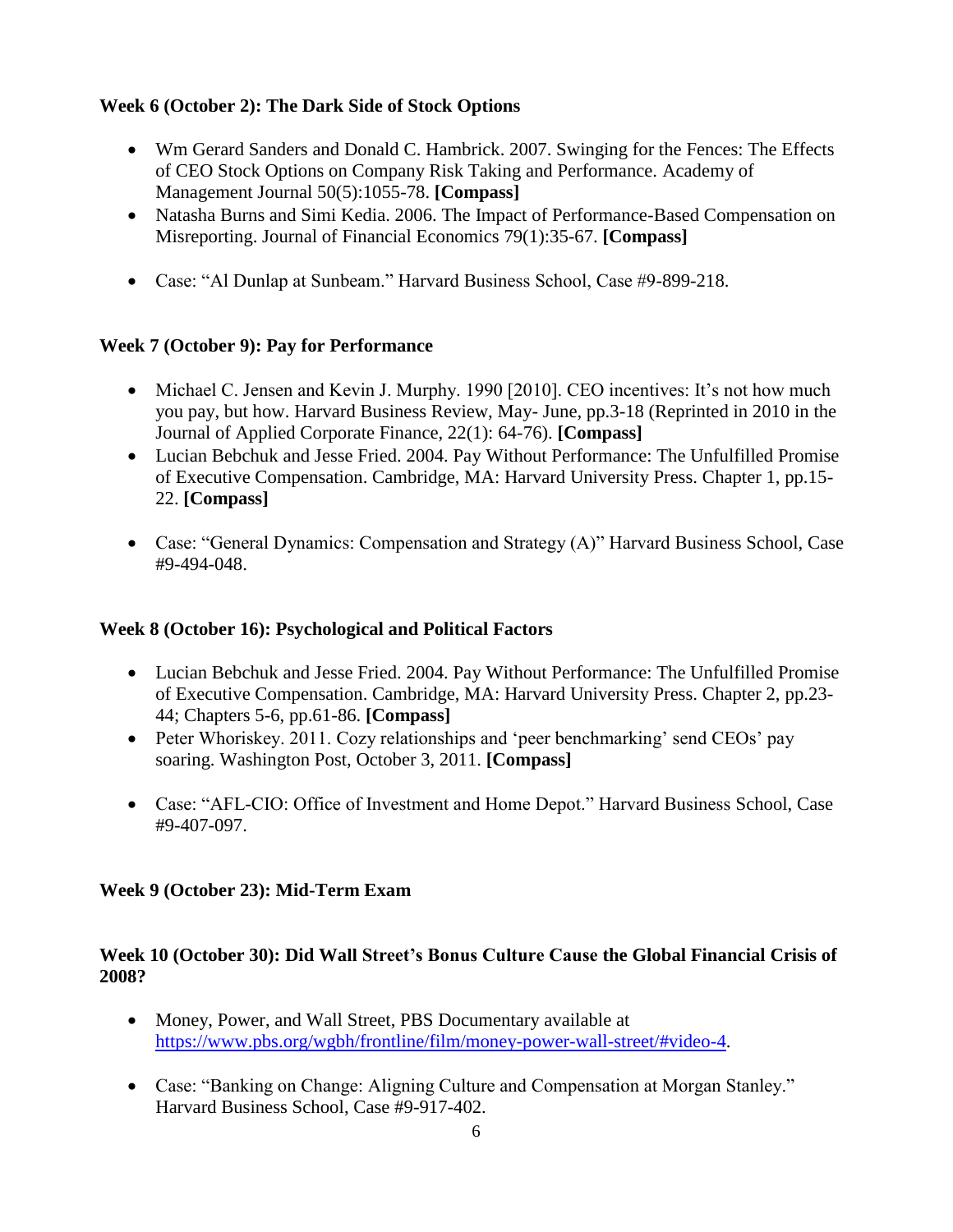**Week 6 (October 2): The Dark Side of Stock Options**

- Wm Gerard Sanders and Donald C. Hambrick. 2007. Swinging for the Fences: The Effects of CEO Stock Options on Company Risk Taking and Performance. Academy of Management Journal 50(5):1055-78. **[Compass]**
- Natasha Burns and Simi Kedia. 2006. The Impact of Performance-Based Compensation on Misreporting. Journal of Financial Economics 79(1):35-67. **[Compass]**

- Case: "Al Dunlap at Sunbeam." Harvard Business School, Case #9-899-218.

**Week 7 (October 9): Pay for Performance**

- Michael C. Jensen and Kevin J. Murphy. 1990 [2010]. CEO incentives: It's not how much you pay, but how. Harvard Business Review, May- June, pp.3-18 (Reprinted in 2010 in the Journal of Applied Corporate Finance, 22(1): 64-76). **[Compass]**
- Lucian Bebchuk and Jesse Fried. 2004. Pay Without Performance: The Unfulfilled Promise of Executive Compensation. Cambridge, MA: Harvard University Press. Chapter 1, pp.15-22. **[Compass]**

- Case: "General Dynamics: Compensation and Strategy (A)" Harvard Business School, Case #9-494-048.

**Week 8 (October 16): Psychological and Political Factors**

- Lucian Bebchuk and Jesse Fried. 2004. Pay Without Performance: The Unfulfilled Promise of Executive Compensation. Cambridge, MA: Harvard University Press. Chapter 2, pp.23-44; Chapters 5-6, pp.61-86. **[Compass]**
- Peter Whoriskey. 2011. Cozy relationships and 'peer benchmarking' send CEOs' pay soaring. Washington Post, October 3, 2011. **[Compass]**

- Case: "AFL-CIO: Office of Investment and Home Depot." Harvard Business School, Case #9-407-097.

**Week 9 (October 23): Mid-Term Exam**

**Week 10 (October 30): Did Wall Street's Bonus Culture Cause the Global Financial Crisis of 2008?**

- Money, Power, and Wall Street, PBS Documentary available at https://www.pbs.org/wgbh/frontline/film/money-power-wall-street/#video-4.

- Case: "Banking on Change: Aligning Culture and Compensation at Morgan Stanley." Harvard Business School, Case #9-917-402.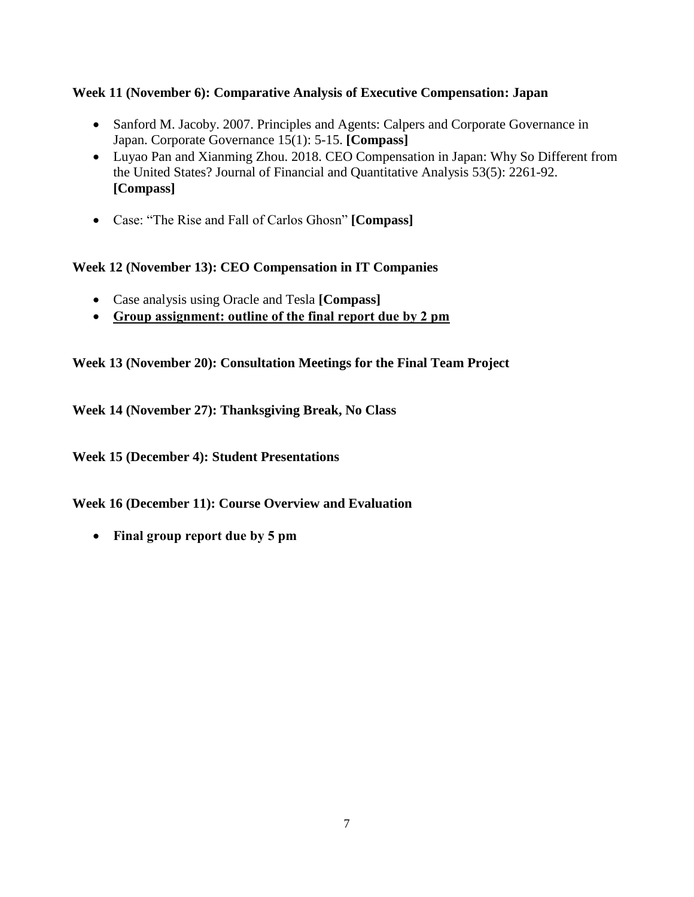**Week 11 (November 6): Comparative Analysis of Executive Compensation: Japan**

- Sanford M. Jacoby. 2007. Principles and Agents: Calpers and Corporate Governance in Japan. Corporate Governance 15(1): 5-15. **[Compass]**
- Luyao Pan and Xianming Zhou. 2018. CEO Compensation in Japan: Why So Different from the United States? Journal of Financial and Quantitative Analysis 53(5): 2261-92. **[Compass]**
- Case: "The Rise and Fall of Carlos Ghosn" **[Compass]**

**Week 12 (November 13): CEO Compensation in IT Companies**

- Case analysis using Oracle and Tesla **[Compass]**
- <u>**Group assignment: outline of the final report due by 2 pm**</u>

**Week 13 (November 20): Consultation Meetings for the Final Team Project**

**Week 14 (November 27): Thanksgiving Break, No Class**

**Week 15 (December 4): Student Presentations**

**Week 16 (December 11): Course Overview and Evaluation**

- **Final group report due by 5 pm**